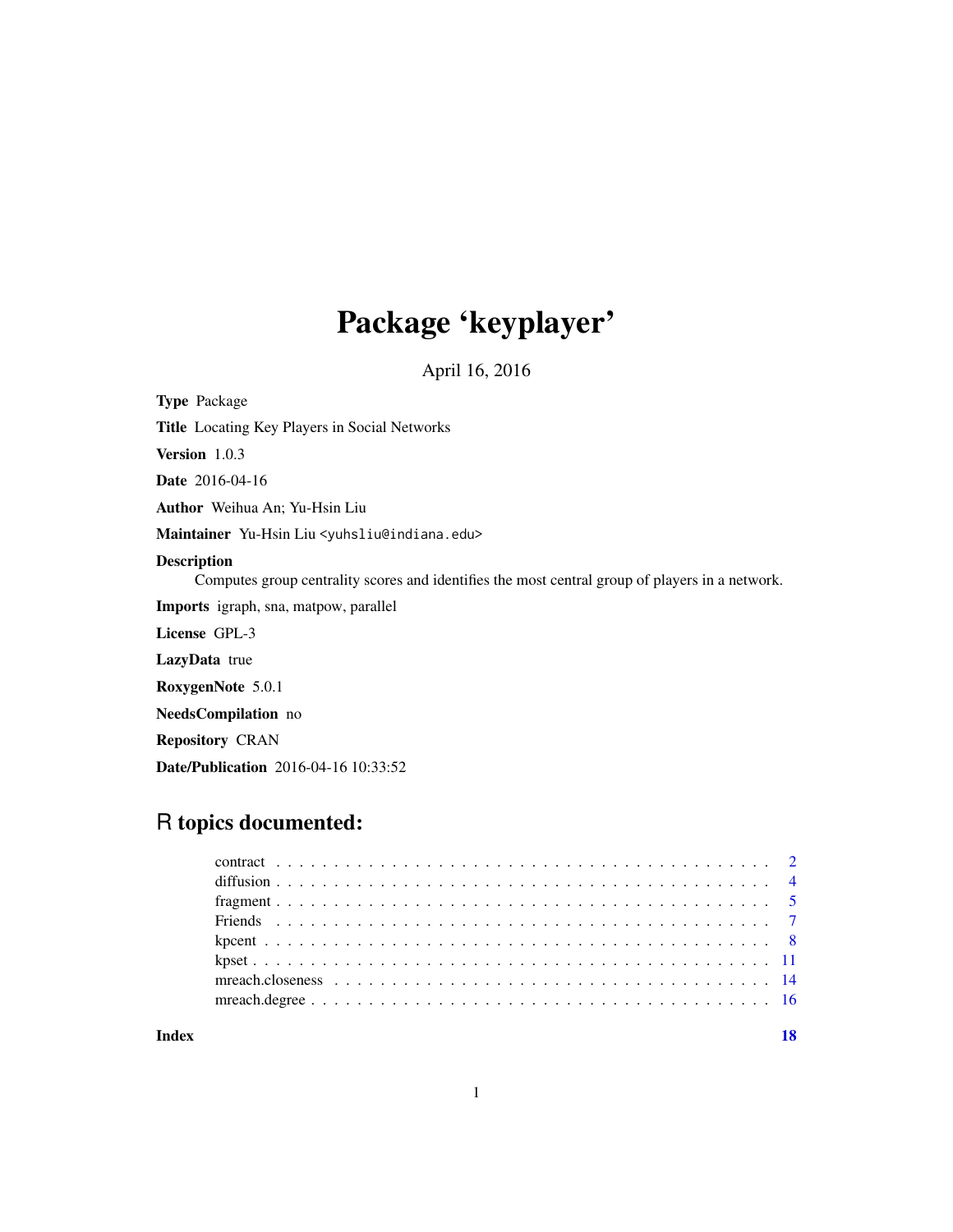# Package 'keyplayer'

April 16, 2016

**Type** Package

**Title** Locating Key Players in Social Networks

**Version** 1.0.3

**Date** 2016-04-16

**Author** Weihua An; Yu-Hsin Liu

**Maintainer** Yu-Hsin Liu <yuhsliu@indiana.edu>

**Description**
Computes group centrality scores and identifies the most central group of players in a network.

**Imports** igraph, sna, matpow, parallel

**License** GPL-3

**LazyData** true

**RoxygenNote** 5.0.1

**NeedsCompilation** no

**Repository** CRAN

**Date/Publication** 2016-04-16 10:33:52

## R topics documented:

| | |
|---|---|
| contract | 2 |
| diffusion | 4 |
| fragment | 5 |
| Friends | 7 |
| kpcent | 8 |
| kpset | 11 |
| mreach.closeness | 14 |
| mreach.degree | 16 |
| **Index** | **18** |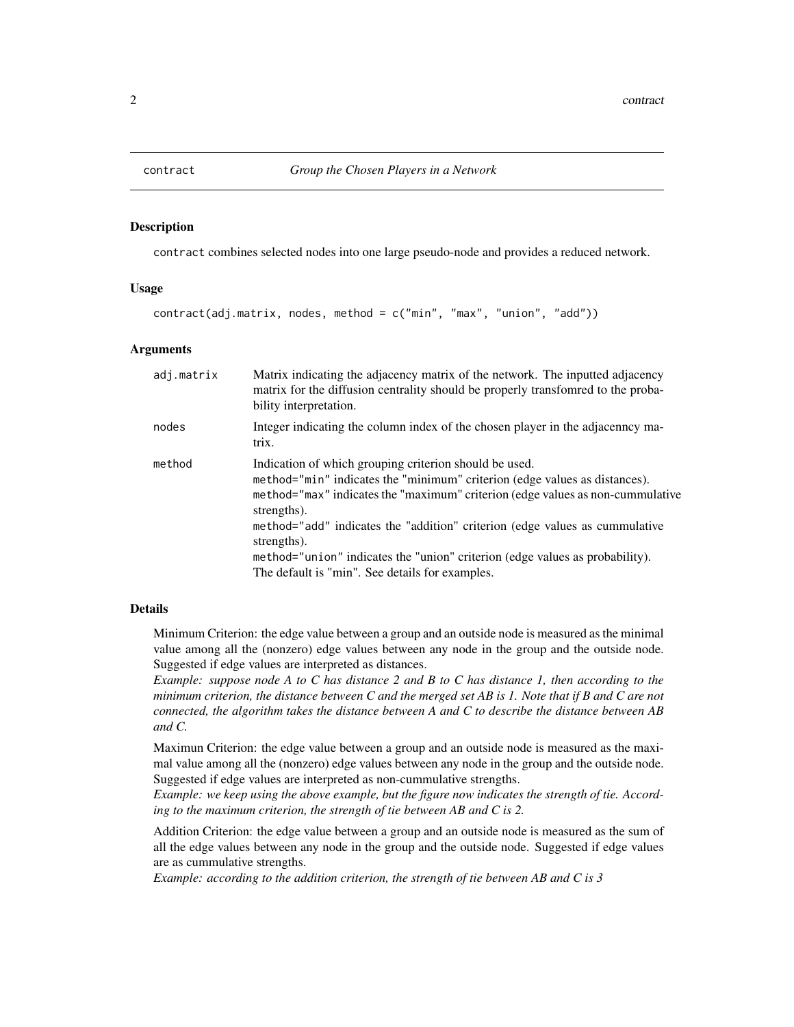## contract *Group the Chosen Players in a Network*

### Description

`contract` combines selected nodes into one large pseudo-node and provides a reduced network.

### Usage

```
contract(adj.matrix, nodes, method = c("min", "max", "union", "add"))
```

### Arguments

| | |
|---|---|
| `adj.matrix` | Matrix indicating the adjacency matrix of the network. The inputted adjacency matrix for the diffusion centrality should be properly transfomred to the probability interpretation. |
| `nodes` | Integer indicating the column index of the chosen player in the adjacenncy matrix. |
| `method` | Indication of which grouping criterion should be used.<br>`method="min"` indicates the "minimum" criterion (edge values as distances).<br>`method="max"` indicates the "maximum" criterion (edge values as non-cummulative strengths).<br>`method="add"` indicates the "addition" criterion (edge values as cummulative strengths).<br>`method="union"` indicates the "union" criterion (edge values as probability).<br>The default is "min". See details for examples. |

### Details

Minimum Criterion: the edge value between a group and an outside node is measured as the minimal value among all the (nonzero) edge values between any node in the group and the outside node. Suggested if edge values are interpreted as distances.

*Example: suppose node A to C has distance 2 and B to C has distance 1, then according to the minimum criterion, the distance between C and the merged set AB is 1. Note that if B and C are not connected, the algorithm takes the distance between A and C to describe the distance between AB and C.*

Maximun Criterion: the edge value between a group and an outside node is measured as the maximal value among all the (nonzero) edge values between any node in the group and the outside node. Suggested if edge values are interpreted as non-cummulative strengths.

*Example: we keep using the above example, but the figure now indicates the strength of tie. According to the maximum criterion, the strength of tie between AB and C is 2.*

Addition Criterion: the edge value between a group and an outside node is measured as the sum of all the edge values between any node in the group and the outside node. Suggested if edge values are as cummulative strengths.

*Example: according to the addition criterion, the strength of tie between AB and C is 3*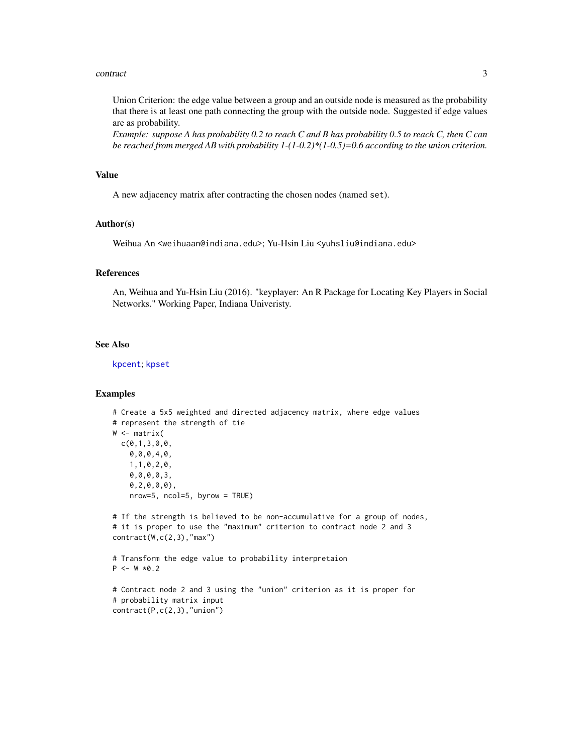Union Criterion: the edge value between a group and an outside node is measured as the probability that there is at least one path connecting the group with the outside node. Suggested if edge values are as probability.

*Example: suppose A has probability 0.2 to reach C and B has probability 0.5 to reach C, then C can be reached from merged AB with probability 1-(1-0.2)*(1-0.5)=0.6 according to the union criterion.*

## Value

A new adjacency matrix after contracting the chosen nodes (named `set`).

## Author(s)

Weihua An <weihuaan@indiana.edu>; Yu-Hsin Liu <yuhsliu@indiana.edu>

## References

An, Weihua and Yu-Hsin Liu (2016). "keyplayer: An R Package for Locating Key Players in Social Networks." Working Paper, Indiana Univeristy.

## See Also

kpcent; kpset

## Examples

```
# Create a 5x5 weighted and directed adjacency matrix, where edge values
# represent the strength of tie
W <- matrix(
  c(0,1,3,0,0,
    0,0,0,4,0,
    1,1,0,2,0,
    0,0,0,0,3,
    0,2,0,0,0),
    nrow=5, ncol=5, byrow = TRUE)

# If the strength is believed to be non-accumulative for a group of nodes,
# it is proper to use the "maximum" criterion to contract node 2 and 3
contract(W,c(2,3),"max")

# Transform the edge value to probability interpretaion
P <- W *0.2

# Contract node 2 and 3 using the "union" criterion as it is proper for
# probability matrix input
contract(P,c(2,3),"union")
```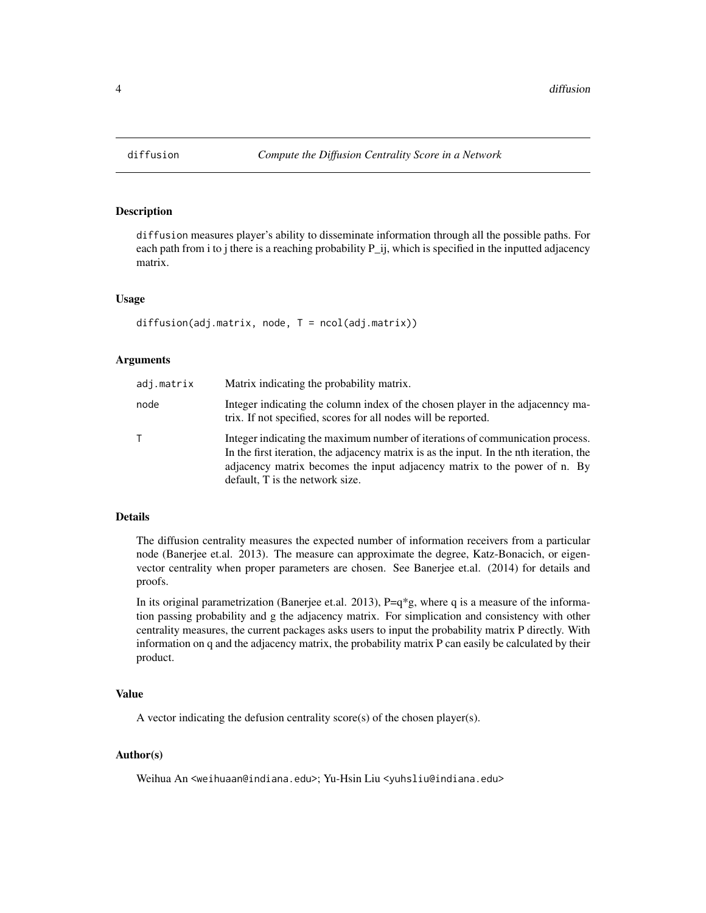# diffusion — *Compute the Diffusion Centrality Score in a Network*

## Description

`diffusion` measures player's ability to disseminate information through all the possible paths. For each path from i to j there is a reaching probability P_ij, which is specified in the inputted adjacency matrix.

## Usage

```
diffusion(adj.matrix, node, T = ncol(adj.matrix))
```

## Arguments

| | |
|---|---|
| `adj.matrix` | Matrix indicating the probability matrix. |
| `node` | Integer indicating the column index of the chosen player in the adjacenncy matrix. If not specified, scores for all nodes will be reported. |
| `T` | Integer indicating the maximum number of iterations of communication process. In the first iteration, the adjacency matrix is as the input. In the nth iteration, the adjacency matrix becomes the input adjacency matrix to the power of n. By default, T is the network size. |

## Details

The diffusion centrality measures the expected number of information receivers from a particular node (Banerjee et.al. 2013). The measure can approximate the degree, Katz-Bonacich, or eigenvector centrality when proper parameters are chosen. See Banerjee et.al. (2014) for details and proofs.

In its original parametrization (Banerjee et.al. 2013), P=q*g, where q is a measure of the information passing probability and g the adjacency matrix. For simplication and consistency with other centrality measures, the current packages asks users to input the probability matrix P directly. With information on q and the adjacency matrix, the probability matrix P can easily be calculated by their product.

## Value

A vector indicating the defusion centrality score(s) of the chosen player(s).

## Author(s)

Weihua An <weihuaan@indiana.edu>; Yu-Hsin Liu <yuhsliu@indiana.edu>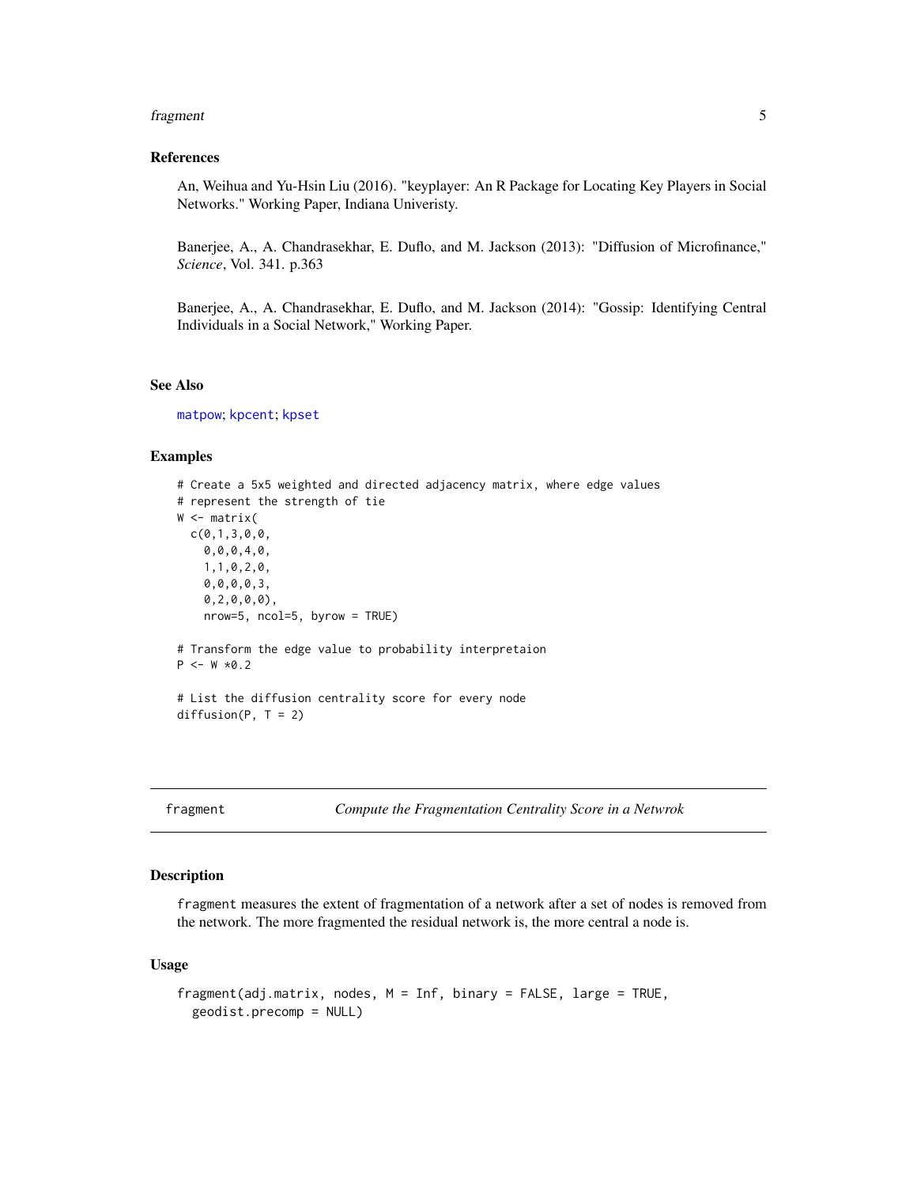### References

An, Weihua and Yu-Hsin Liu (2016). "keyplayer: An R Package for Locating Key Players in Social Networks." Working Paper, Indiana Univeristy.

Banerjee, A., A. Chandrasekhar, E. Duflo, and M. Jackson (2013): "Diffusion of Microfinance," *Science*, Vol. 341. p.363

Banerjee, A., A. Chandrasekhar, E. Duflo, and M. Jackson (2014): "Gossip: Identifying Central Individuals in a Social Network," Working Paper.

### See Also

matpow; kpcent; kpset

### Examples

```
# Create a 5x5 weighted and directed adjacency matrix, where edge values
# represent the strength of tie
W <- matrix(
  c(0,1,3,0,0,
    0,0,0,4,0,
    1,1,0,2,0,
    0,0,0,0,3,
    0,2,0,0,0),
    nrow=5, ncol=5, byrow = TRUE)

# Transform the edge value to probability interpretaion
P <- W *0.2

# List the diffusion centrality score for every node
diffusion(P, T = 2)
```

---

## fragment — *Compute the Fragmentation Centrality Score in a Netwrok*

### Description

`fragment` measures the extent of fragmentation of a network after a set of nodes is removed from the network. The more fragmented the residual network is, the more central a node is.

### Usage

```
fragment(adj.matrix, nodes, M = Inf, binary = FALSE, large = TRUE,
  geodist.precomp = NULL)
```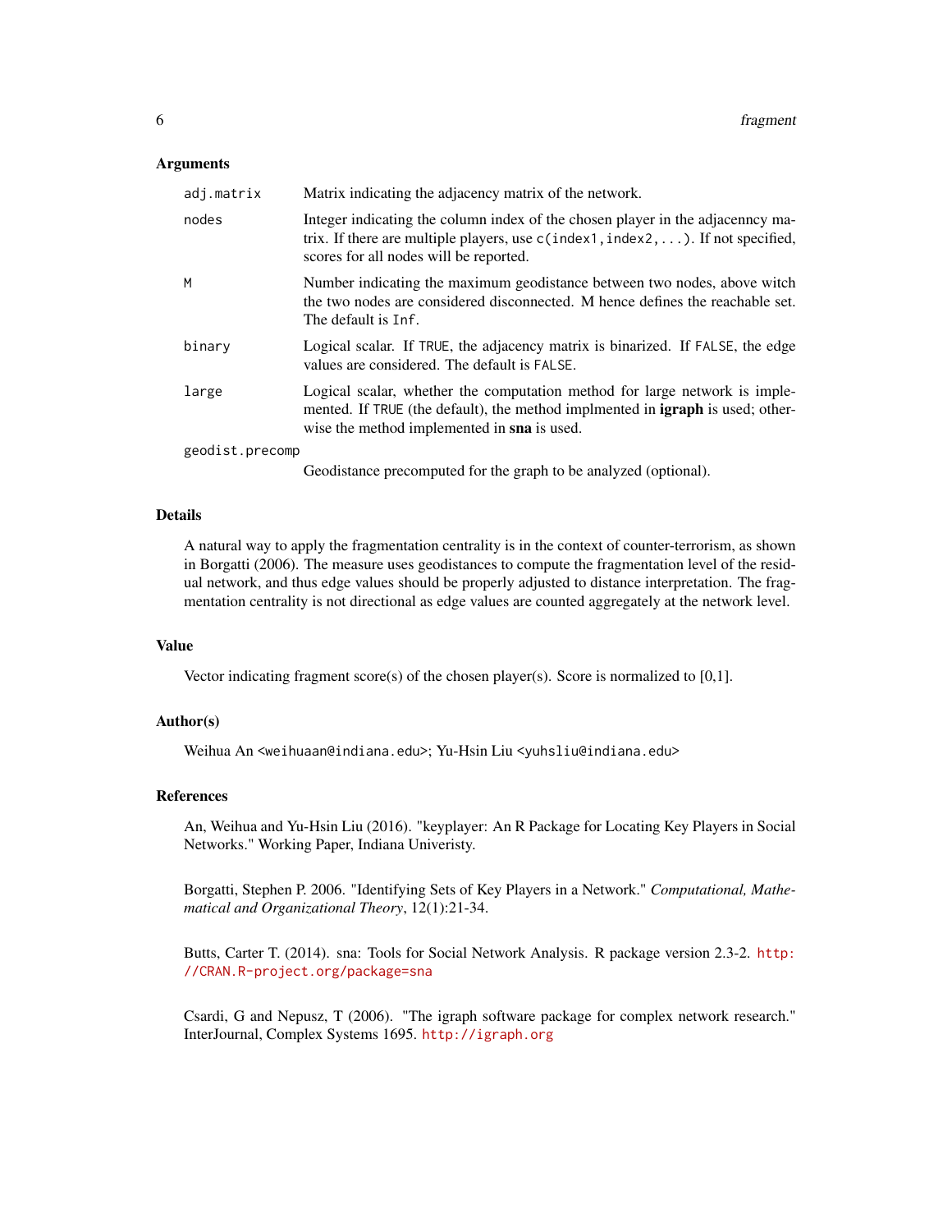### Arguments

| | |
|---|---|
| `adj.matrix` | Matrix indicating the adjacency matrix of the network. |
| `nodes` | Integer indicating the column index of the chosen player in the adjacenncy matrix. If there are multiple players, use `c(index1,index2,...)`. If not specified, scores for all nodes will be reported. |
| `M` | Number indicating the maximum geodistance between two nodes, above witch the two nodes are considered disconnected. M hence defines the reachable set. The default is `Inf`. |
| `binary` | Logical scalar. If `TRUE`, the adjacency matrix is binarized. If `FALSE`, the edge values are considered. The default is `FALSE`. |
| `large` | Logical scalar, whether the computation method for large network is implemented. If `TRUE` (the default), the method implmented in **igraph** is used; otherwise the method implemented in **sna** is used. |
| `geodist.precomp` | Geodistance precomputed for the graph to be analyzed (optional). |

### Details

A natural way to apply the fragmentation centrality is in the context of counter-terrorism, as shown in Borgatti (2006). The measure uses geodistances to compute the fragmentation level of the residual network, and thus edge values should be properly adjusted to distance interpretation. The fragmentation centrality is not directional as edge values are counted aggregately at the network level.

### Value

Vector indicating fragment score(s) of the chosen player(s). Score is normalized to [0,1].

### Author(s)

Weihua An <weihuaan@indiana.edu>; Yu-Hsin Liu <yuhsliu@indiana.edu>

### References

An, Weihua and Yu-Hsin Liu (2016). "keyplayer: An R Package for Locating Key Players in Social Networks." Working Paper, Indiana Univeristy.

Borgatti, Stephen P. 2006. "Identifying Sets of Key Players in a Network." *Computational, Mathematical and Organizational Theory*, 12(1):21-34.

Butts, Carter T. (2014). sna: Tools for Social Network Analysis. R package version 2.3-2. http://CRAN.R-project.org/package=sna

Csardi, G and Nepusz, T (2006). "The igraph software package for complex network research." InterJournal, Complex Systems 1695. http://igraph.org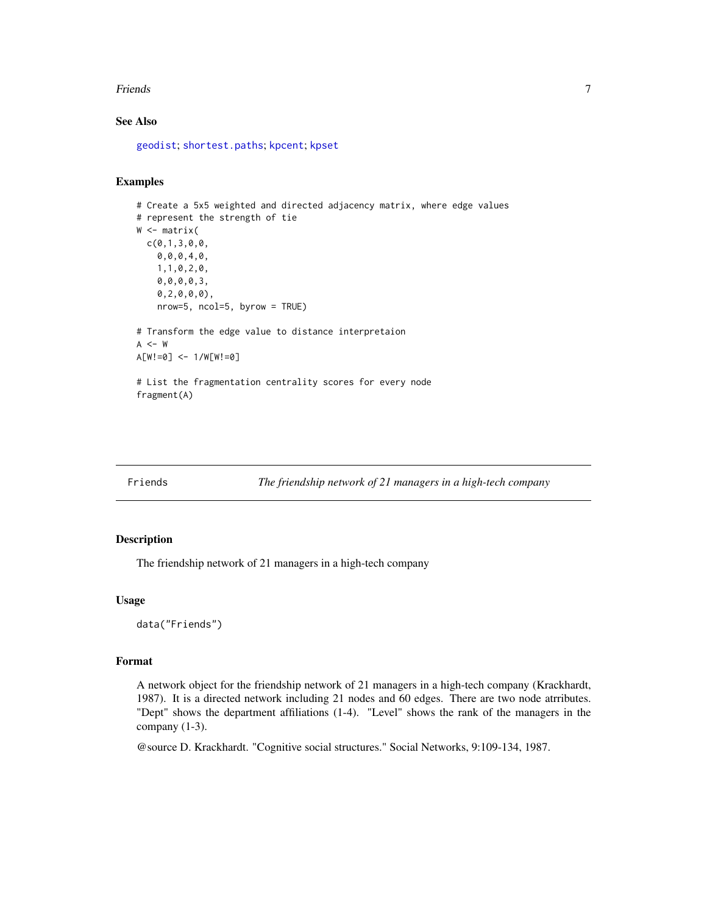### See Also

geodist; shortest.paths; kpcent; kpset

### Examples

```
# Create a 5x5 weighted and directed adjacency matrix, where edge values
# represent the strength of tie
W <- matrix(
  c(0,1,3,0,0,
    0,0,0,4,0,
    1,1,0,2,0,
    0,0,0,0,3,
    0,2,0,0,0),
    nrow=5, ncol=5, byrow = TRUE)

# Transform the edge value to distance interpretaion
A <- W
A[W!=0] <- 1/W[W!=0]

# List the fragmentation centrality scores for every node
fragment(A)
```

---

## Friends — *The friendship network of 21 managers in a high-tech company*

---

### Description

The friendship network of 21 managers in a high-tech company

### Usage

```
data("Friends")
```

### Format

A network object for the friendship network of 21 managers in a high-tech company (Krackhardt, 1987). It is a directed network including 21 nodes and 60 edges. There are two node atrributes. "Dept" shows the department affiliations (1-4). "Level" shows the rank of the managers in the company (1-3).

@source D. Krackhardt. "Cognitive social structures." Social Networks, 9:109-134, 1987.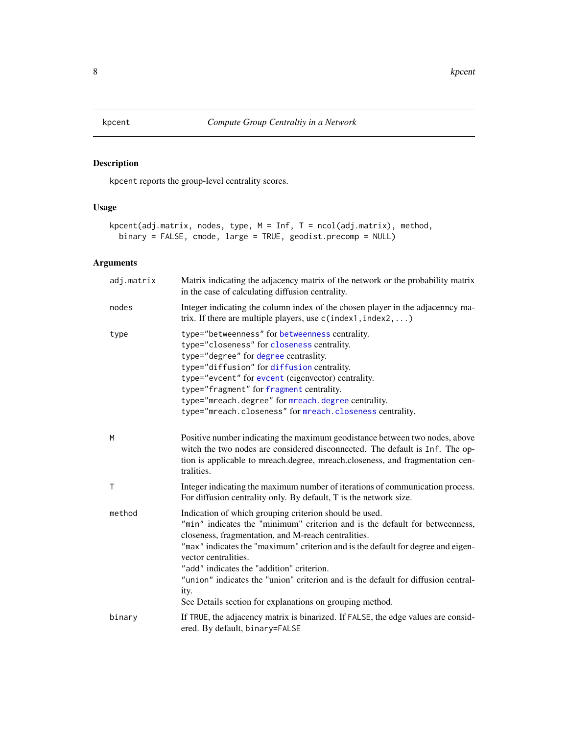## kpcent — *Compute Group Centraltiy in a Network*

### Description

kpcent reports the group-level centrality scores.

### Usage

```
kpcent(adj.matrix, nodes, type, M = Inf, T = ncol(adj.matrix), method,
  binary = FALSE, cmode, large = TRUE, geodist.precomp = NULL)
```

### Arguments

| Argument | Description |
| --- | --- |
| adj.matrix | Matrix indicating the adjacency matrix of the network or the probability matrix in the case of calculating diffusion centrality. |
| nodes | Integer indicating the column index of the chosen player in the adjacenncy matrix. If there are multiple players, use c(index1,index2,...) |
| type | type="betweenness" for betweenness centrality.<br>type="closeness" for closeness centrality.<br>type="degree" for degree centraslity.<br>type="diffusion" for diffusion centrality.<br>type="evcent" for evcent (eigenvector) centrality.<br>type="fragment" for fragment centrality.<br>type="mreach.degree" for mreach.degree centrality.<br>type="mreach.closeness" for mreach.closeness centrality. |
| M | Positive number indicating the maximum geodistance between two nodes, above witch the two nodes are considered disconnected. The default is Inf. The option is applicable to mreach.degree, mreach.closeness, and fragmentation centralities. |
| T | Integer indicating the maximum number of iterations of communication process. For diffusion centrality only. By default, T is the network size. |
| method | Indication of which grouping criterion should be used.<br>"min" indicates the "minimum" criterion and is the default for betweenness, closeness, fragmentation, and M-reach centralities.<br>"max" indicates the "maximum" criterion and is the default for degree and eigenvector centralities.<br>"add" indicates the "addition" criterion.<br>"union" indicates the "union" criterion and is the default for diffusion centrality.<br>See Details section for explanations on grouping method. |
| binary | If TRUE, the adjacency matrix is binarized. If FALSE, the edge values are considered. By default, binary=FALSE |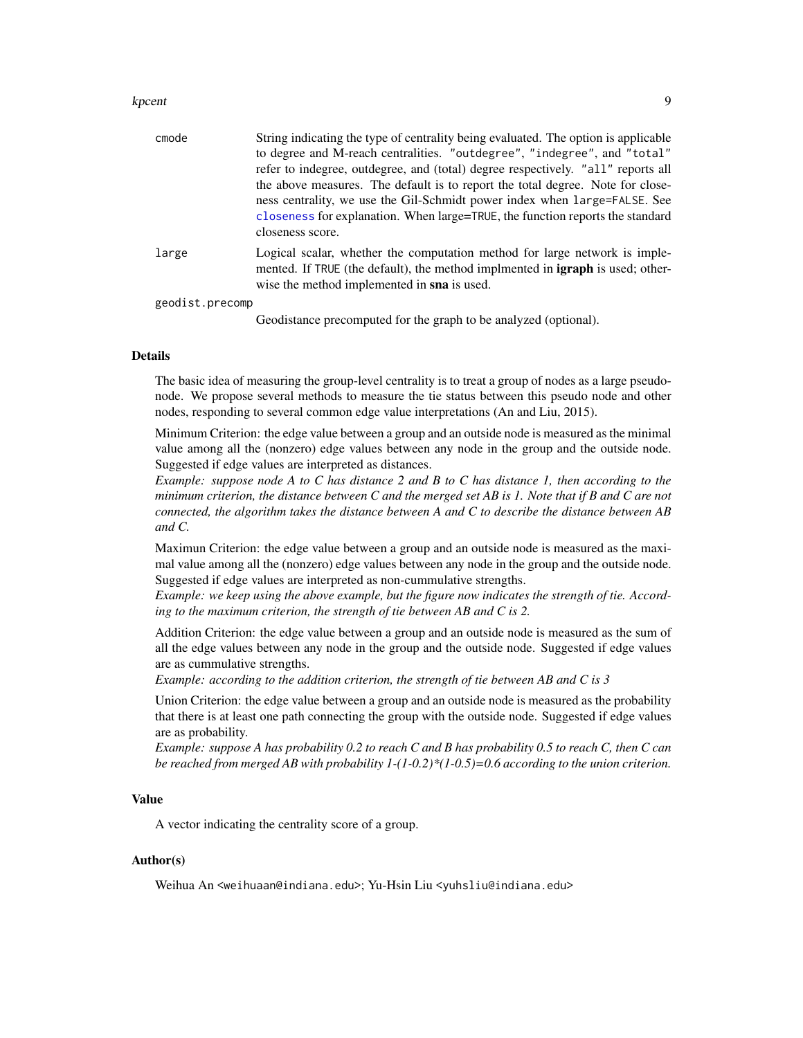| | |
|---|---|
| cmode | String indicating the type of centrality being evaluated. The option is applicable to degree and M-reach centralities. "outdegree", "indegree", and "total" refer to indegree, outdegree, and (total) degree respectively. "all" reports all the above measures. The default is to report the total degree. Note for closeness centrality, we use the Gil-Schmidt power index when large=FALSE. See closeness for explanation. When large=TRUE, the function reports the standard closeness score. |
| large | Logical scalar, whether the computation method for large network is implemented. If TRUE (the default), the method implmented in **igraph** is used; otherwise the method implemented in **sna** is used. |
| geodist.precomp | Geodistance precomputed for the graph to be analyzed (optional). |

## Details

The basic idea of measuring the group-level centrality is to treat a group of nodes as a large pseudo-node. We propose several methods to measure the tie status between this pseudo node and other nodes, responding to several common edge value interpretations (An and Liu, 2015).

Minimum Criterion: the edge value between a group and an outside node is measured as the minimal value among all the (nonzero) edge values between any node in the group and the outside node. Suggested if edge values are interpreted as distances.
*Example: suppose node A to C has distance 2 and B to C has distance 1, then according to the minimum criterion, the distance between C and the merged set AB is 1. Note that if B and C are not connected, the algorithm takes the distance between A and C to describe the distance between AB and C.*

Maximun Criterion: the edge value between a group and an outside node is measured as the maximal value among all the (nonzero) edge values between any node in the group and the outside node. Suggested if edge values are interpreted as non-cummulative strengths.
*Example: we keep using the above example, but the figure now indicates the strength of tie. According to the maximum criterion, the strength of tie between AB and C is 2.*

Addition Criterion: the edge value between a group and an outside node is measured as the sum of all the edge values between any node in the group and the outside node. Suggested if edge values are as cummulative strengths.
*Example: according to the addition criterion, the strength of tie between AB and C is 3*

Union Criterion: the edge value between a group and an outside node is measured as the probability that there is at least one path connecting the group with the outside node. Suggested if edge values are as probability.
*Example: suppose A has probability 0.2 to reach C and B has probability 0.5 to reach C, then C can be reached from merged AB with probability 1-(1-0.2)*(1-0.5)=0.6 according to the union criterion.*

## Value

A vector indicating the centrality score of a group.

## Author(s)

Weihua An <weihuaan@indiana.edu>; Yu-Hsin Liu <yuhsliu@indiana.edu>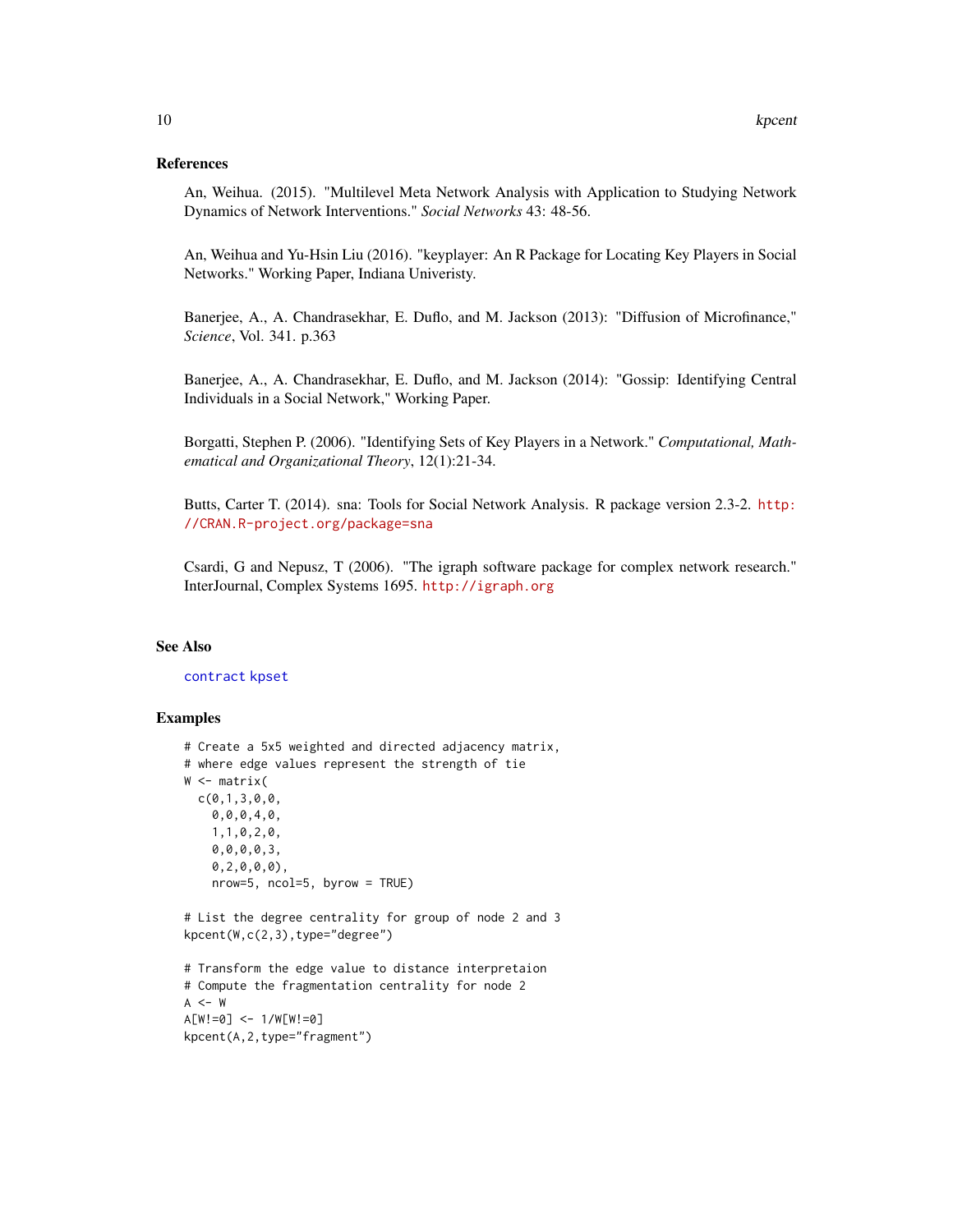### References

An, Weihua. (2015). "Multilevel Meta Network Analysis with Application to Studying Network Dynamics of Network Interventions." *Social Networks* 43: 48-56.

An, Weihua and Yu-Hsin Liu (2016). "keyplayer: An R Package for Locating Key Players in Social Networks." Working Paper, Indiana Univeristy.

Banerjee, A., A. Chandrasekhar, E. Duflo, and M. Jackson (2013): "Diffusion of Microfinance," *Science*, Vol. 341. p.363

Banerjee, A., A. Chandrasekhar, E. Duflo, and M. Jackson (2014): "Gossip: Identifying Central Individuals in a Social Network," Working Paper.

Borgatti, Stephen P. (2006). "Identifying Sets of Key Players in a Network." *Computational, Mathematical and Organizational Theory*, 12(1):21-34.

Butts, Carter T. (2014). sna: Tools for Social Network Analysis. R package version 2.3-2. http://CRAN.R-project.org/package=sna

Csardi, G and Nepusz, T (2006). "The igraph software package for complex network research." InterJournal, Complex Systems 1695. http://igraph.org

### See Also

contract kpset

### Examples

```
# Create a 5x5 weighted and directed adjacency matrix,
# where edge values represent the strength of tie
W <- matrix(
  c(0,1,3,0,0,
    0,0,0,4,0,
    1,1,0,2,0,
    0,0,0,0,3,
    0,2,0,0,0),
    nrow=5, ncol=5, byrow = TRUE)

# List the degree centrality for group of node 2 and 3
kpcent(W,c(2,3),type="degree")

# Transform the edge value to distance interpretaion
# Compute the fragmentation centrality for node 2
A <- W
A[W!=0] <- 1/W[W!=0]
kpcent(A,2,type="fragment")
```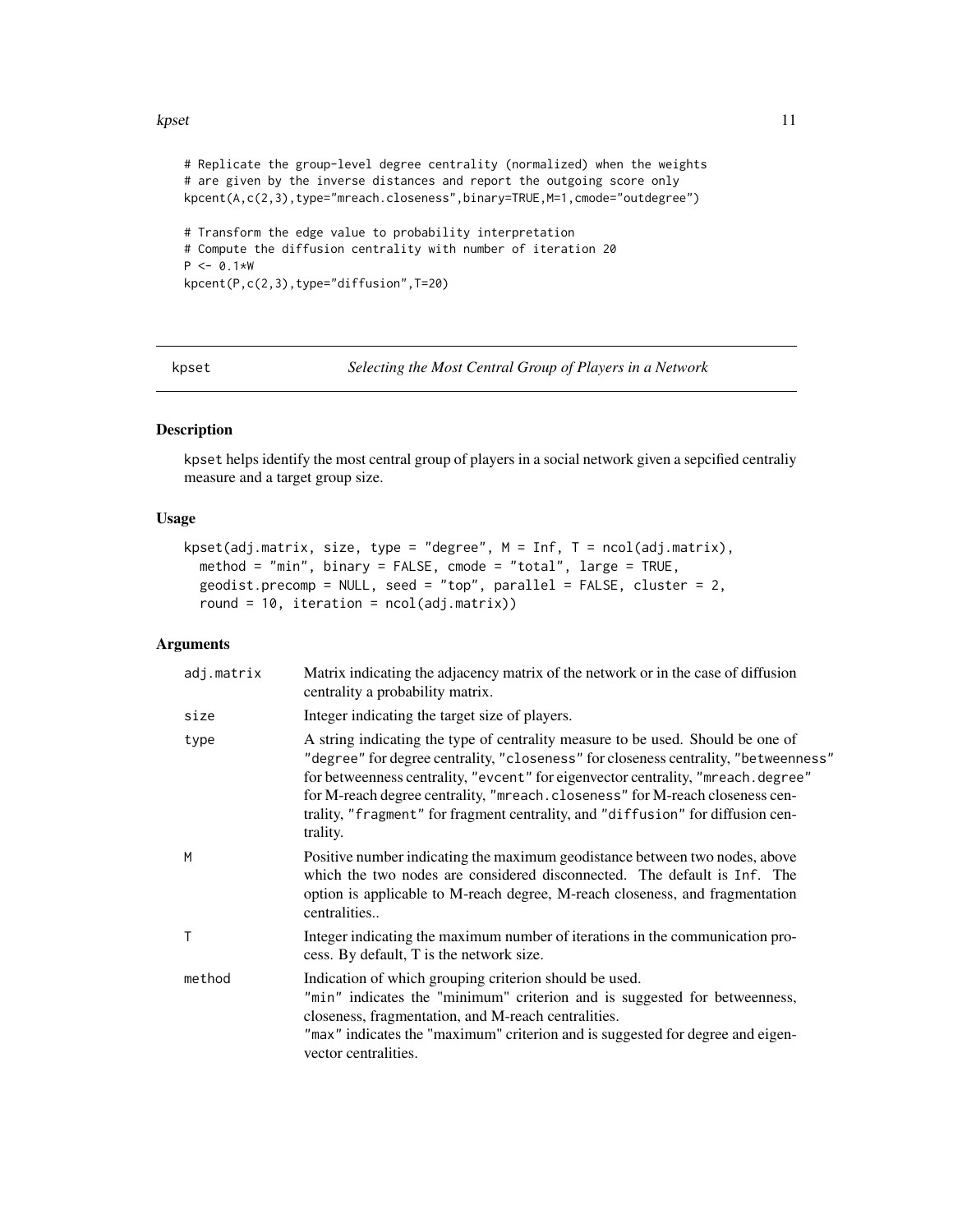```
# Replicate the group-level degree centrality (normalized) when the weights
# are given by the inverse distances and report the outgoing score only
kpcent(A,c(2,3),type="mreach.closeness",binary=TRUE,M=1,cmode="outdegree")

# Transform the edge value to probability interpretation
# Compute the diffusion centrality with number of iteration 20
P <- 0.1*W
kpcent(P,c(2,3),type="diffusion",T=20)
```

---

## kpset — *Selecting the Most Central Group of Players in a Network*

### Description

kpset helps identify the most central group of players in a social network given a sepcified centraliy measure and a target group size.

### Usage

```
kpset(adj.matrix, size, type = "degree", M = Inf, T = ncol(adj.matrix),
  method = "min", binary = FALSE, cmode = "total", large = TRUE,
  geodist.precomp = NULL, seed = "top", parallel = FALSE, cluster = 2,
  round = 10, iteration = ncol(adj.matrix))
```

### Arguments

| | |
|---|---|
| adj.matrix | Matrix indicating the adjacency matrix of the network or in the case of diffusion centrality a probability matrix. |
| size | Integer indicating the target size of players. |
| type | A string indicating the type of centrality measure to be used. Should be one of "degree" for degree centrality, "closeness" for closeness centrality, "betweenness" for betweenness centrality, "evcent" for eigenvector centrality, "mreach.degree" for M-reach degree centrality, "mreach.closeness" for M-reach closeness centrality, "fragment" for fragment centrality, and "diffusion" for diffusion centrality. |
| M | Positive number indicating the maximum geodistance between two nodes, above which the two nodes are considered disconnected. The default is Inf. The option is applicable to M-reach degree, M-reach closeness, and fragmentation centralities.. |
| T | Integer indicating the maximum number of iterations in the communication process. By default, T is the network size. |
| method | Indication of which grouping criterion should be used.<br>"min" indicates the "minimum" criterion and is suggested for betweenness, closeness, fragmentation, and M-reach centralities.<br>"max" indicates the "maximum" criterion and is suggested for degree and eigenvector centralities. |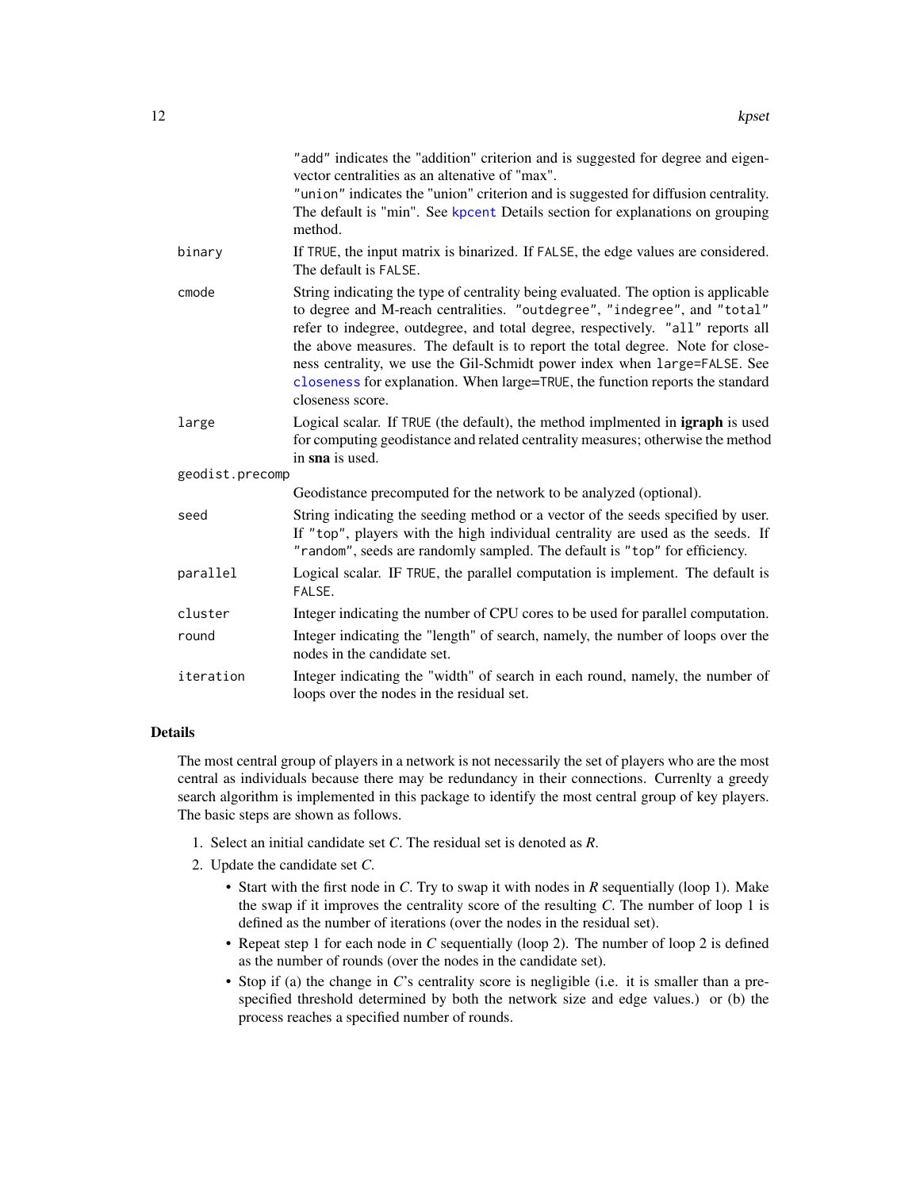"add" indicates the "addition" criterion and is suggested for degree and eigenvector centralities as an altenative of "max".
"union" indicates the "union" criterion and is suggested for diffusion centrality. The default is "min". See kpcent Details section for explanations on grouping method.

| | |
|---|---|
| binary | If TRUE, the input matrix is binarized. If FALSE, the edge values are considered. The default is FALSE. |
| cmode | String indicating the type of centrality being evaluated. The option is applicable to degree and M-reach centralities. "outdegree", "indegree", and "total" refer to indegree, outdegree, and total degree, respectively. "all" reports all the above measures. The default is to report the total degree. Note for closeness centrality, we use the Gil-Schmidt power index when large=FALSE. See closeness for explanation. When large=TRUE, the function reports the standard closeness score. |
| large | Logical scalar. If TRUE (the default), the method implmented in **igraph** is used for computing geodistance and related centrality measures; otherwise the method in **sna** is used. |
| geodist.precomp | Geodistance precomputed for the network to be analyzed (optional). |
| seed | String indicating the seeding method or a vector of the seeds specified by user. If "top", players with the high individual centrality are used as the seeds. If "random", seeds are randomly sampled. The default is "top" for efficiency. |
| parallel | Logical scalar. IF TRUE, the parallel computation is implement. The default is FALSE. |
| cluster | Integer indicating the number of CPU cores to be used for parallel computation. |
| round | Integer indicating the "length" of search, namely, the number of loops over the nodes in the candidate set. |
| iteration | Integer indicating the "width" of search in each round, namely, the number of loops over the nodes in the residual set. |

## Details

The most central group of players in a network is not necessarily the set of players who are the most central as individuals because there may be redundancy in their connections. Currenlty a greedy search algorithm is implemented in this package to identify the most central group of key players. The basic steps are shown as follows.

1. Select an initial candidate set *C*. The residual set is denoted as *R*.
2. Update the candidate set *C*.
   - Start with the first node in *C*. Try to swap it with nodes in *R* sequentially (loop 1). Make the swap if it improves the centrality score of the resulting *C*. The number of loop 1 is defined as the number of iterations (over the nodes in the residual set).
   - Repeat step 1 for each node in *C* sequentially (loop 2). The number of loop 2 is defined as the number of rounds (over the nodes in the candidate set).
   - Stop if (a) the change in *C*'s centrality score is negligible (i.e. it is smaller than a pre-specified threshold determined by both the network size and edge values.) or (b) the process reaches a specified number of rounds.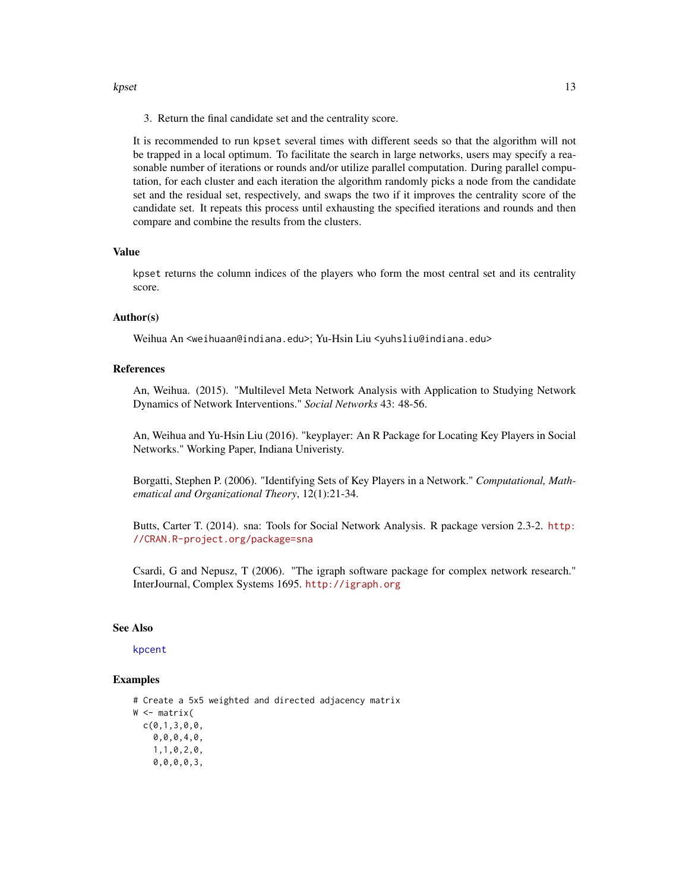3. Return the final candidate set and the centrality score.

It is recommended to run kpset several times with different seeds so that the algorithm will not be trapped in a local optimum. To facilitate the search in large networks, users may specify a reasonable number of iterations or rounds and/or utilize parallel computation. During parallel computation, for each cluster and each iteration the algorithm randomly picks a node from the candidate set and the residual set, respectively, and swaps the two if it improves the centrality score of the candidate set. It repeats this process until exhausting the specified iterations and rounds and then compare and combine the results from the clusters.

### Value

kpset returns the column indices of the players who form the most central set and its centrality score.

### Author(s)

Weihua An <weihuaan@indiana.edu>; Yu-Hsin Liu <yuhsliu@indiana.edu>

### References

An, Weihua. (2015). "Multilevel Meta Network Analysis with Application to Studying Network Dynamics of Network Interventions." *Social Networks* 43: 48-56.

An, Weihua and Yu-Hsin Liu (2016). "keyplayer: An R Package for Locating Key Players in Social Networks." Working Paper, Indiana Univeristy.

Borgatti, Stephen P. (2006). "Identifying Sets of Key Players in a Network." *Computational, Mathematical and Organizational Theory*, 12(1):21-34.

Butts, Carter T. (2014). sna: Tools for Social Network Analysis. R package version 2.3-2. http://CRAN.R-project.org/package=sna

Csardi, G and Nepusz, T (2006). "The igraph software package for complex network research." InterJournal, Complex Systems 1695. http://igraph.org

### See Also

kpcent

### Examples

```
# Create a 5x5 weighted and directed adjacency matrix
W <- matrix(
  c(0,1,3,0,0,
    0,0,0,4,0,
    1,1,0,2,0,
    0,0,0,0,3,
```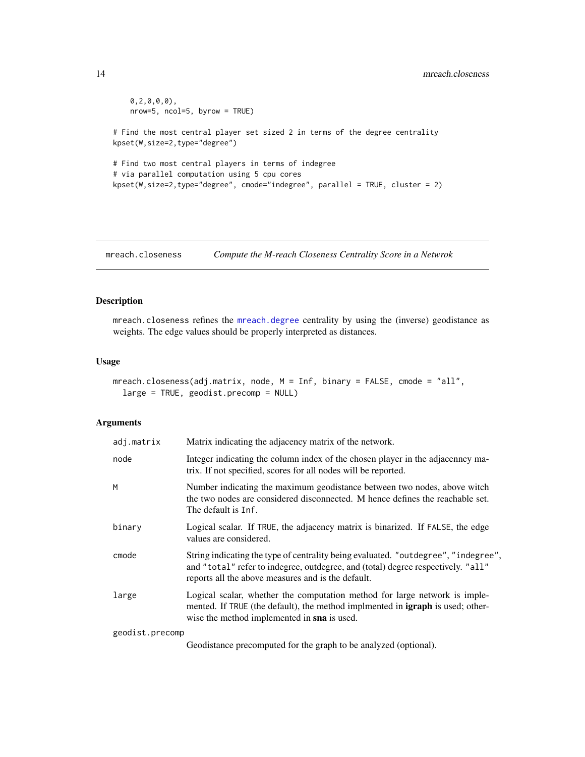```
    0,2,0,0,0),
    nrow=5, ncol=5, byrow = TRUE)

# Find the most central player set sized 2 in terms of the degree centrality
kpset(W,size=2,type="degree")

# Find two most central players in terms of indegree
# via parallel computation using 5 cpu cores
kpset(W,size=2,type="degree", cmode="indegree", parallel = TRUE, cluster = 2)
```

## mreach.closeness — *Compute the M-reach Closeness Centrality Score in a Netwrok*

### Description

`mreach.closeness` refines the `mreach.degree` centrality by using the (inverse) geodistance as weights. The edge values should be properly interpreted as distances.

### Usage

```
mreach.closeness(adj.matrix, node, M = Inf, binary = FALSE, cmode = "all",
  large = TRUE, geodist.precomp = NULL)
```

### Arguments

| | |
|---|---|
| `adj.matrix` | Matrix indicating the adjacency matrix of the network. |
| `node` | Integer indicating the column index of the chosen player in the adjacenncy matrix. If not specified, scores for all nodes will be reported. |
| `M` | Number indicating the maximum geodistance between two nodes, above witch the two nodes are considered disconnected. M hence defines the reachable set. The default is `Inf`. |
| `binary` | Logical scalar. If `TRUE`, the adjacency matrix is binarized. If `FALSE`, the edge values are considered. |
| `cmode` | String indicating the type of centrality being evaluated. `"outdegree"`, `"indegree"`, and `"total"` refer to indegree, outdegree, and (total) degree respectively. `"all"` reports all the above measures and is the default. |
| `large` | Logical scalar, whether the computation method for large network is implemented. If `TRUE` (the default), the method implmented in **igraph** is used; otherwise the method implemented in **sna** is used. |
| `geodist.precomp` | Geodistance precomputed for the graph to be analyzed (optional). |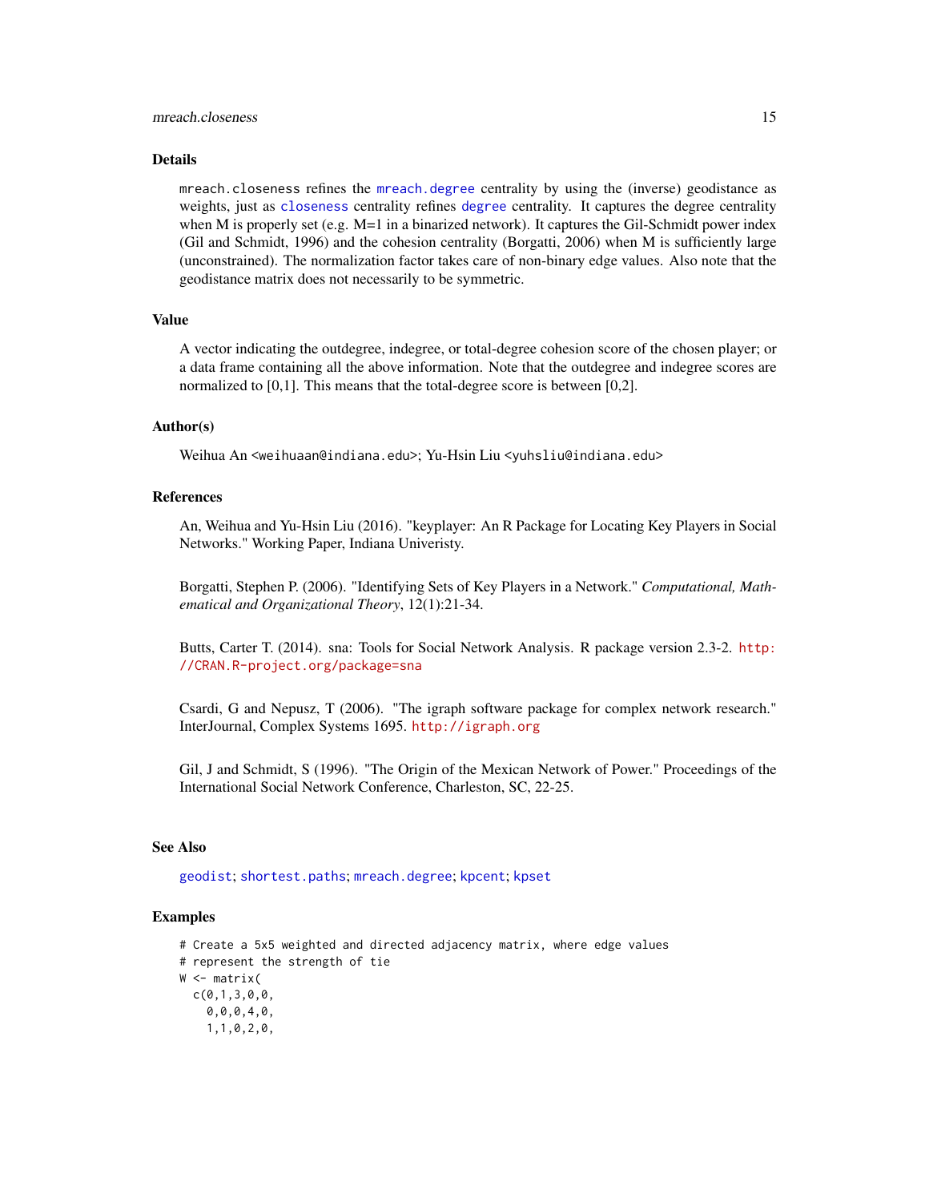### Details

mreach.closeness refines the mreach.degree centrality by using the (inverse) geodistance as weights, just as closeness centrality refines degree centrality. It captures the degree centrality when M is properly set (e.g. M=1 in a binarized network). It captures the Gil-Schmidt power index (Gil and Schmidt, 1996) and the cohesion centrality (Borgatti, 2006) when M is sufficiently large (unconstrained). The normalization factor takes care of non-binary edge values. Also note that the geodistance matrix does not necessarily to be symmetric.

### Value

A vector indicating the outdegree, indegree, or total-degree cohesion score of the chosen player; or a data frame containing all the above information. Note that the outdegree and indegree scores are normalized to [0,1]. This means that the total-degree score is between [0,2].

### Author(s)

Weihua An <weihuaan@indiana.edu>; Yu-Hsin Liu <yuhsliu@indiana.edu>

### References

An, Weihua and Yu-Hsin Liu (2016). "keyplayer: An R Package for Locating Key Players in Social Networks." Working Paper, Indiana Univeristy.

Borgatti, Stephen P. (2006). "Identifying Sets of Key Players in a Network." *Computational, Mathematical and Organizational Theory*, 12(1):21-34.

Butts, Carter T. (2014). sna: Tools for Social Network Analysis. R package version 2.3-2. http://CRAN.R-project.org/package=sna

Csardi, G and Nepusz, T (2006). "The igraph software package for complex network research." InterJournal, Complex Systems 1695. http://igraph.org

Gil, J and Schmidt, S (1996). "The Origin of the Mexican Network of Power." Proceedings of the International Social Network Conference, Charleston, SC, 22-25.

### See Also

geodist; shortest.paths; mreach.degree; kpcent; kpset

### Examples

```
# Create a 5x5 weighted and directed adjacency matrix, where edge values
# represent the strength of tie
W <- matrix(
  c(0,1,3,0,0,
    0,0,0,4,0,
    1,1,0,2,0,
```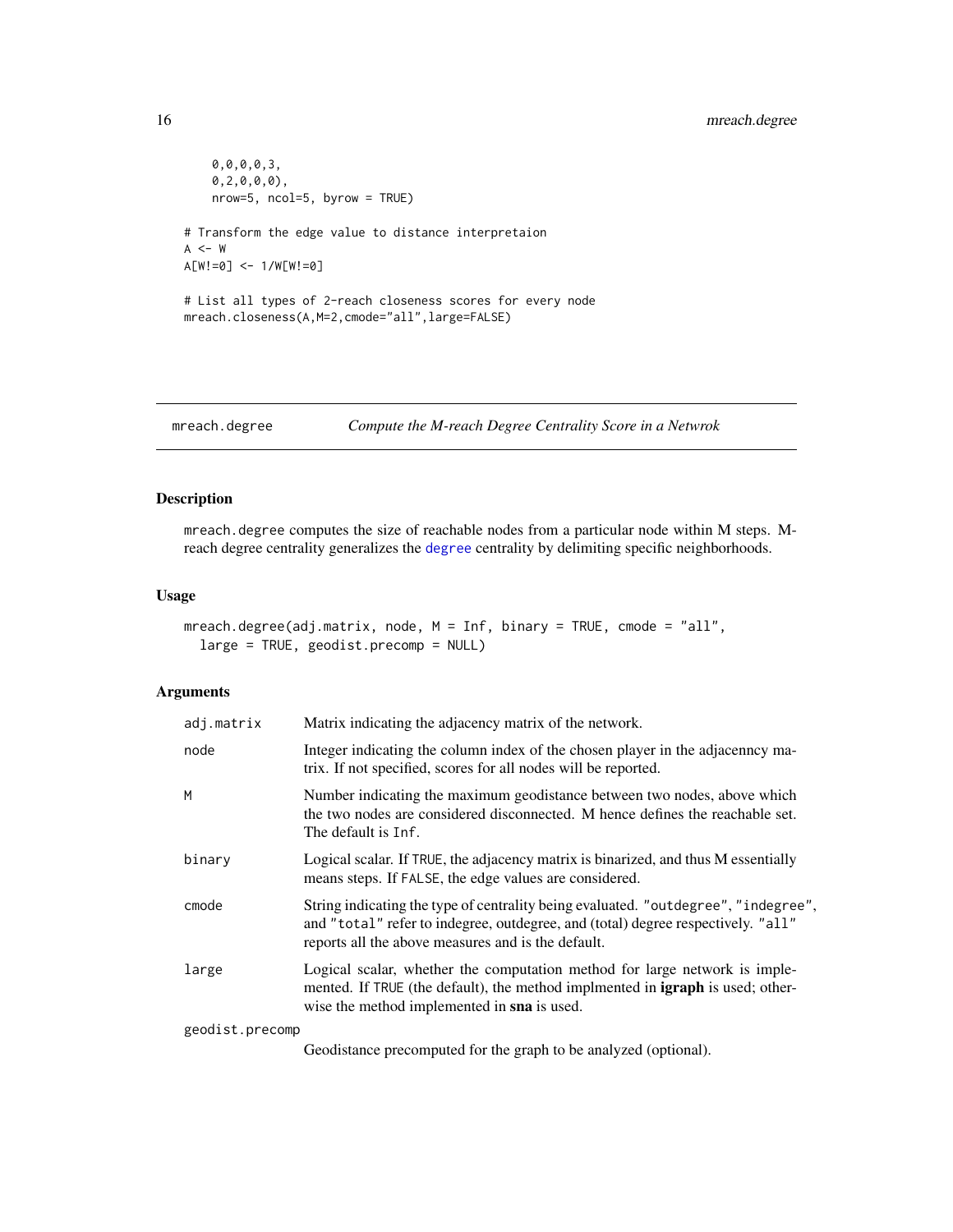```
    0,0,0,0,3,
    0,2,0,0,0),
    nrow=5, ncol=5, byrow = TRUE)

# Transform the edge value to distance interpretaion
A <- W
A[W!=0] <- 1/W[W!=0]

# List all types of 2-reach closeness scores for every node
mreach.closeness(A,M=2,cmode="all",large=FALSE)
```

## mreach.degree — *Compute the M-reach Degree Centrality Score in a Netwrok*

### Description

mreach.degree computes the size of reachable nodes from a particular node within M steps. M-reach degree centrality generalizes the degree centrality by delimiting specific neighborhoods.

### Usage

```
mreach.degree(adj.matrix, node, M = Inf, binary = TRUE, cmode = "all",
  large = TRUE, geodist.precomp = NULL)
```

### Arguments

| | |
|---|---|
| adj.matrix | Matrix indicating the adjacency matrix of the network. |
| node | Integer indicating the column index of the chosen player in the adjacenncy matrix. If not specified, scores for all nodes will be reported. |
| M | Number indicating the maximum geodistance between two nodes, above which the two nodes are considered disconnected. M hence defines the reachable set. The default is Inf. |
| binary | Logical scalar. If TRUE, the adjacency matrix is binarized, and thus M essentially means steps. If FALSE, the edge values are considered. |
| cmode | String indicating the type of centrality being evaluated. "outdegree", "indegree", and "total" refer to indegree, outdegree, and (total) degree respectively. "all" reports all the above measures and is the default. |
| large | Logical scalar, whether the computation method for large network is implemented. If TRUE (the default), the method implmented in **igraph** is used; otherwise the method implemented in **sna** is used. |
| geodist.precomp | Geodistance precomputed for the graph to be analyzed (optional). |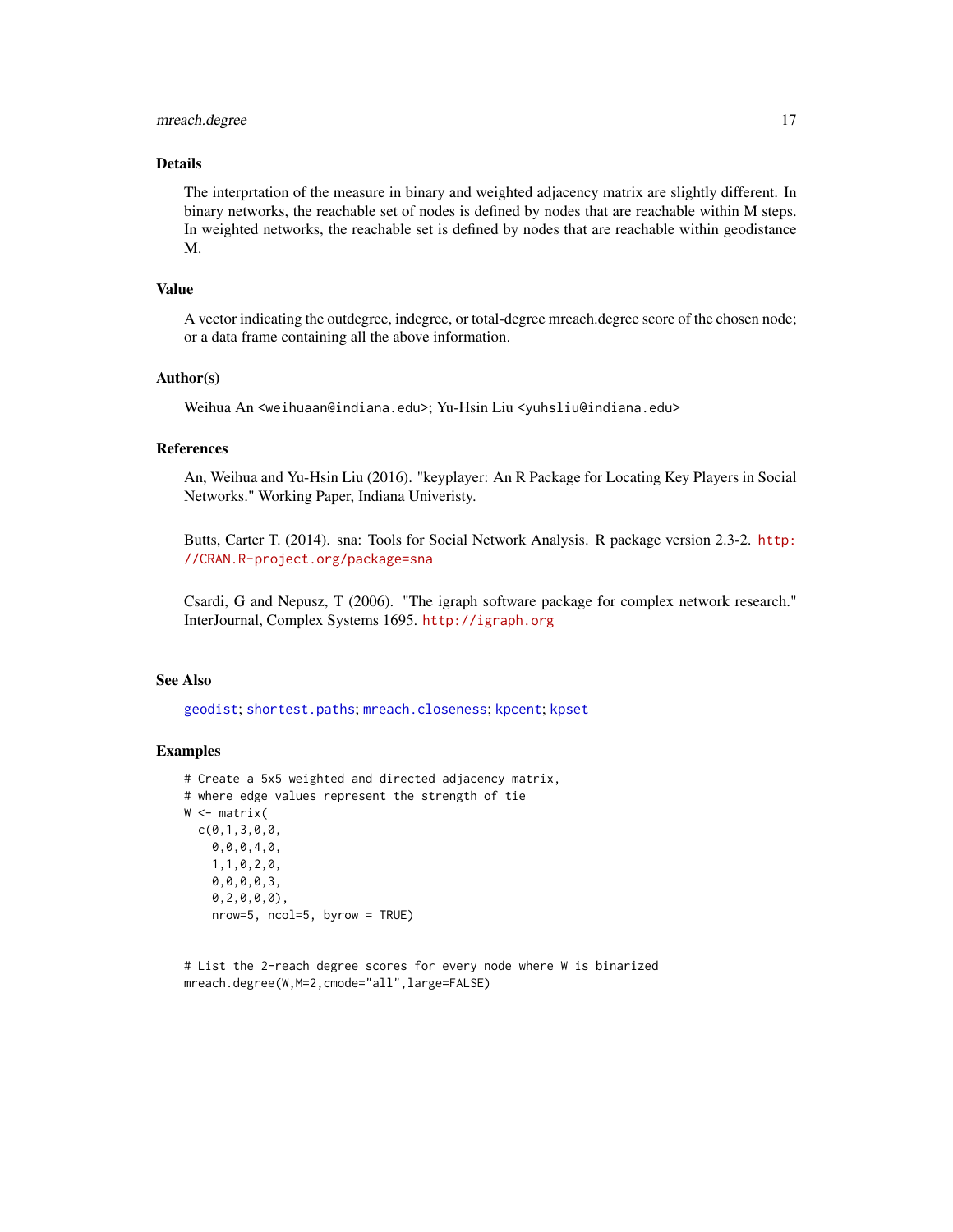## Details

The interprtation of the measure in binary and weighted adjacency matrix are slightly different. In binary networks, the reachable set of nodes is defined by nodes that are reachable within M steps. In weighted networks, the reachable set is defined by nodes that are reachable within geodistance M.

## Value

A vector indicating the outdegree, indegree, or total-degree mreach.degree score of the chosen node; or a data frame containing all the above information.

## Author(s)

Weihua An <weihuaan@indiana.edu>; Yu-Hsin Liu <yuhsliu@indiana.edu>

## References

An, Weihua and Yu-Hsin Liu (2016). "keyplayer: An R Package for Locating Key Players in Social Networks." Working Paper, Indiana Univeristy.

Butts, Carter T. (2014). sna: Tools for Social Network Analysis. R package version 2.3-2. http://CRAN.R-project.org/package=sna

Csardi, G and Nepusz, T (2006). "The igraph software package for complex network research." InterJournal, Complex Systems 1695. http://igraph.org

## See Also

geodist; shortest.paths; mreach.closeness; kpcent; kpset

## Examples

```
# Create a 5x5 weighted and directed adjacency matrix,
# where edge values represent the strength of tie
W <- matrix(
  c(0,1,3,0,0,
    0,0,0,4,0,
    1,1,0,2,0,
    0,0,0,0,3,
    0,2,0,0,0),
    nrow=5, ncol=5, byrow = TRUE)


# List the 2-reach degree scores for every node where W is binarized
mreach.degree(W,M=2,cmode="all",large=FALSE)
```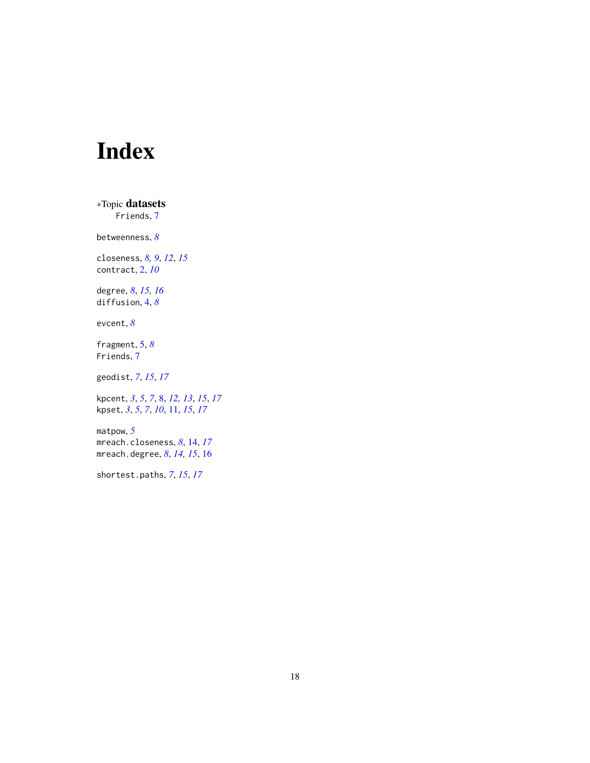# Index

∗Topic **datasets**
    Friends, *7*

betweenness, *8*

closeness, *8, 9*, *12*, *15*
contract, 2, *10*

degree, *8*, *15, 16*
diffusion, 4, *8*

evcent, *8*

fragment, 5, *8*
Friends, 7

geodist, *7*, *15*, *17*

kpcent, *3*, *5*, *7*, 8, *12, 13*, *15*, *17*
kpset, *3*, *5*, *7*, *10*, 11, *15*, *17*

matpow, *5*
mreach.closeness, *8*, 14, *17*
mreach.degree, *8*, *14, 15*, 16

shortest.paths, *7*, *15*, *17*